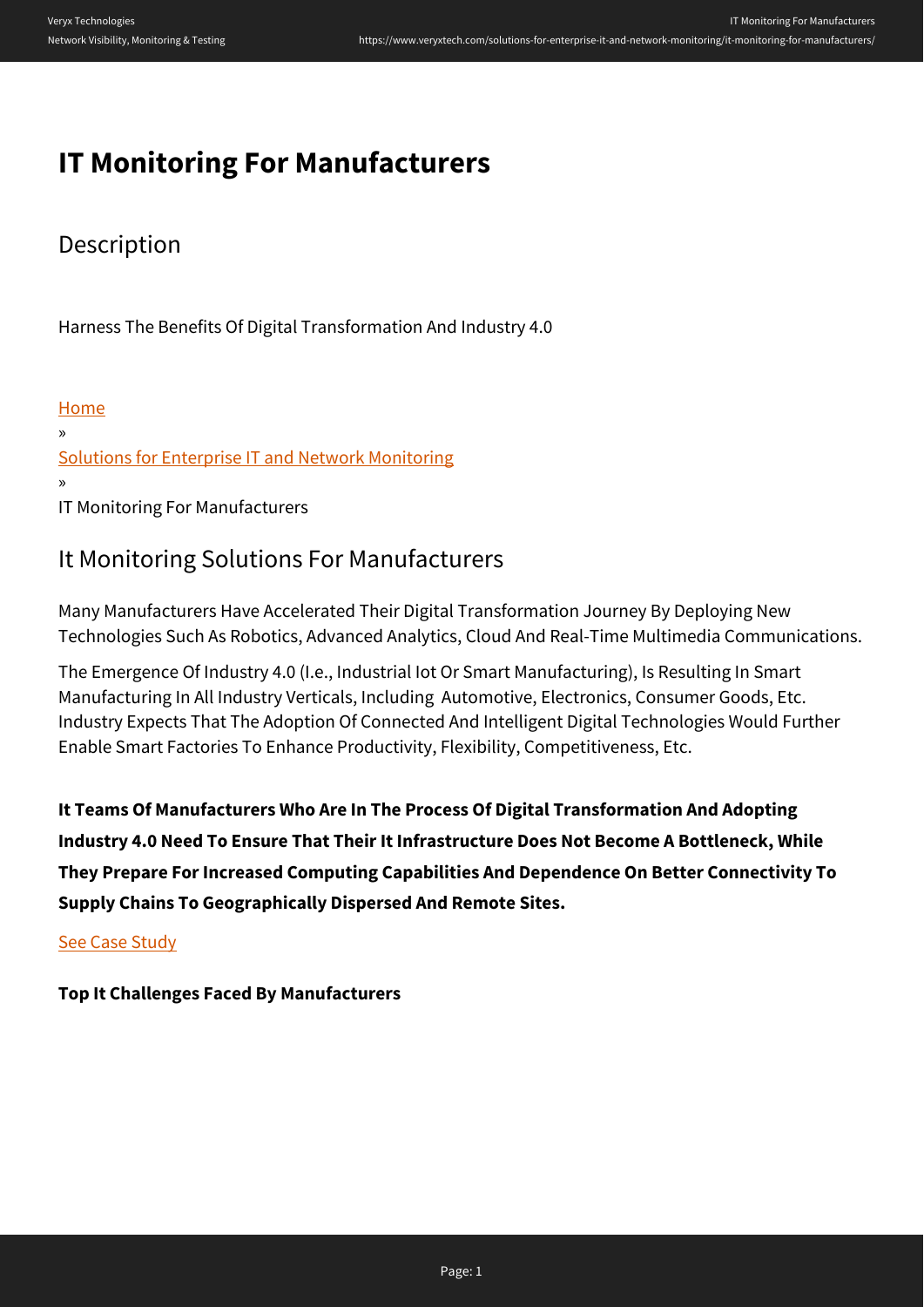# IT Monitoring For Manufacturers

## Description

Harness The Benefits Of Digital Transformation And Industry 4.0

Home
»
Solutions for Enterprise IT and Network Monitoring
»
IT Monitoring For Manufacturers

## It Monitoring Solutions For Manufacturers

Many Manufacturers Have Accelerated Their Digital Transformation Journey By Deploying New Technologies Such As Robotics, Advanced Analytics, Cloud And Real-Time Multimedia Communications.

The Emergence Of Industry 4.0 (I.e., Industrial Iot Or Smart Manufacturing), Is Resulting In Smart Manufacturing In All Industry Verticals, Including Automotive, Electronics, Consumer Goods, Etc. Industry Expects That The Adoption Of Connected And Intelligent Digital Technologies Would Further Enable Smart Factories To Enhance Productivity, Flexibility, Competitiveness, Etc.

**It Teams Of Manufacturers Who Are In The Process Of Digital Transformation And Adopting Industry 4.0 Need To Ensure That Their It Infrastructure Does Not Become A Bottleneck, While They Prepare For Increased Computing Capabilities And Dependence On Better Connectivity To Supply Chains To Geographically Dispersed And Remote Sites.**

See Case Study

**Top It Challenges Faced By Manufacturers**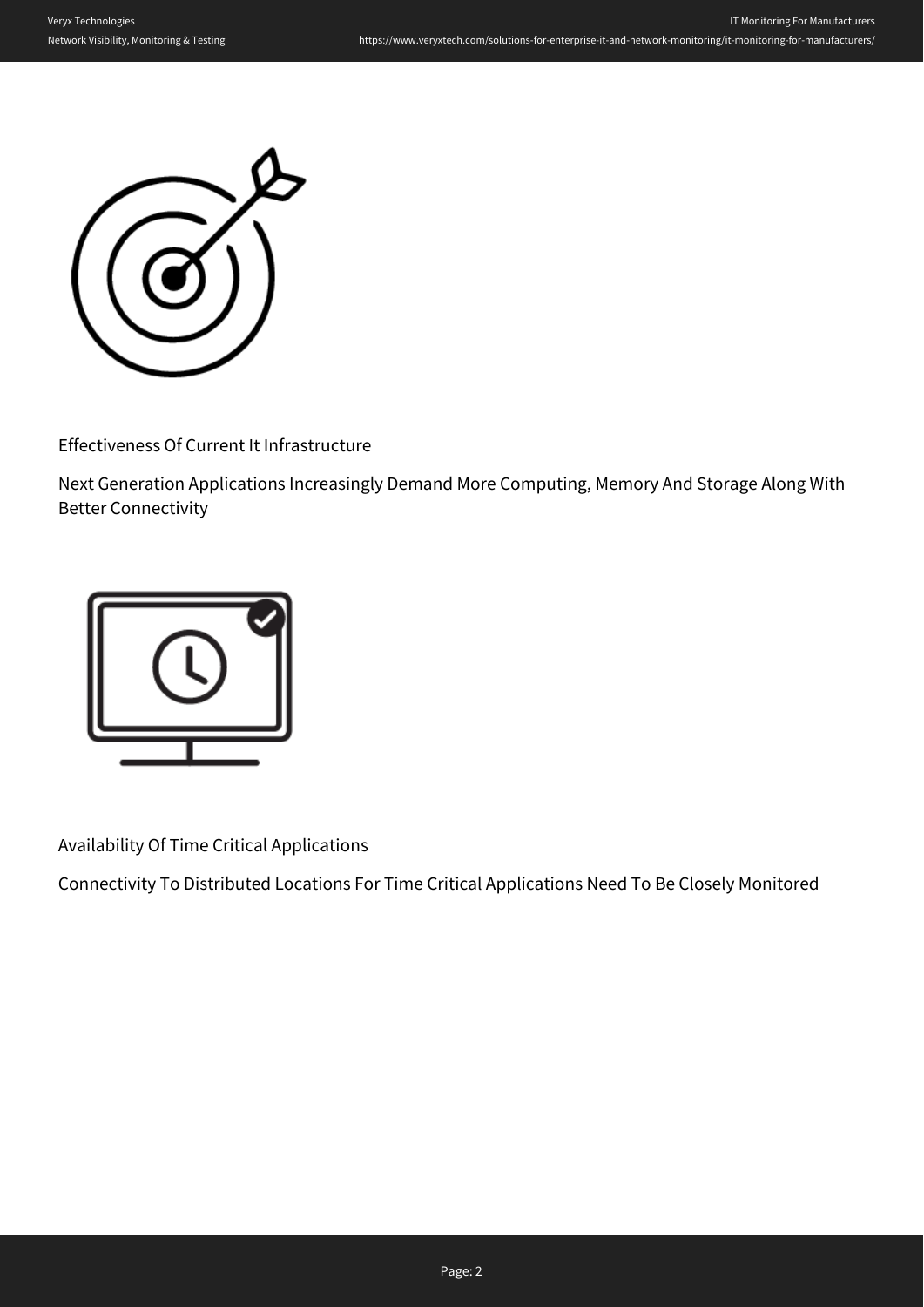Effectiveness Of Current It Infrastructure

Next Generation Applications Increasingly Demand More Computing, Memory And Storage Along With Better Connectivity

Availability Of Time Critical Applications

Connectivity To Distributed Locations For Time Critical Applications Need To Be Closely Monitored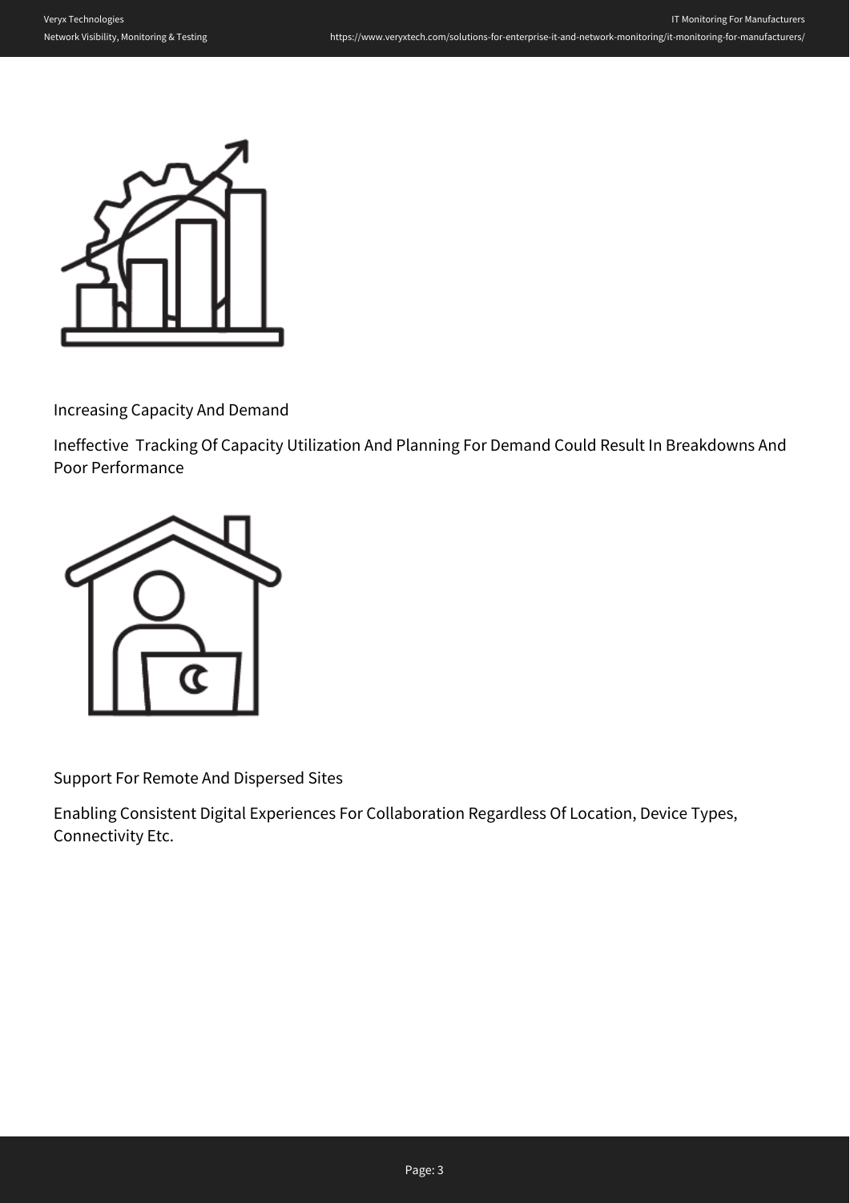Increasing Capacity And Demand

Ineffective  Tracking Of Capacity Utilization And Planning For Demand Could Result In Breakdowns And Poor Performance

Support For Remote And Dispersed Sites

Enabling Consistent Digital Experiences For Collaboration Regardless Of Location, Device Types, Connectivity Etc.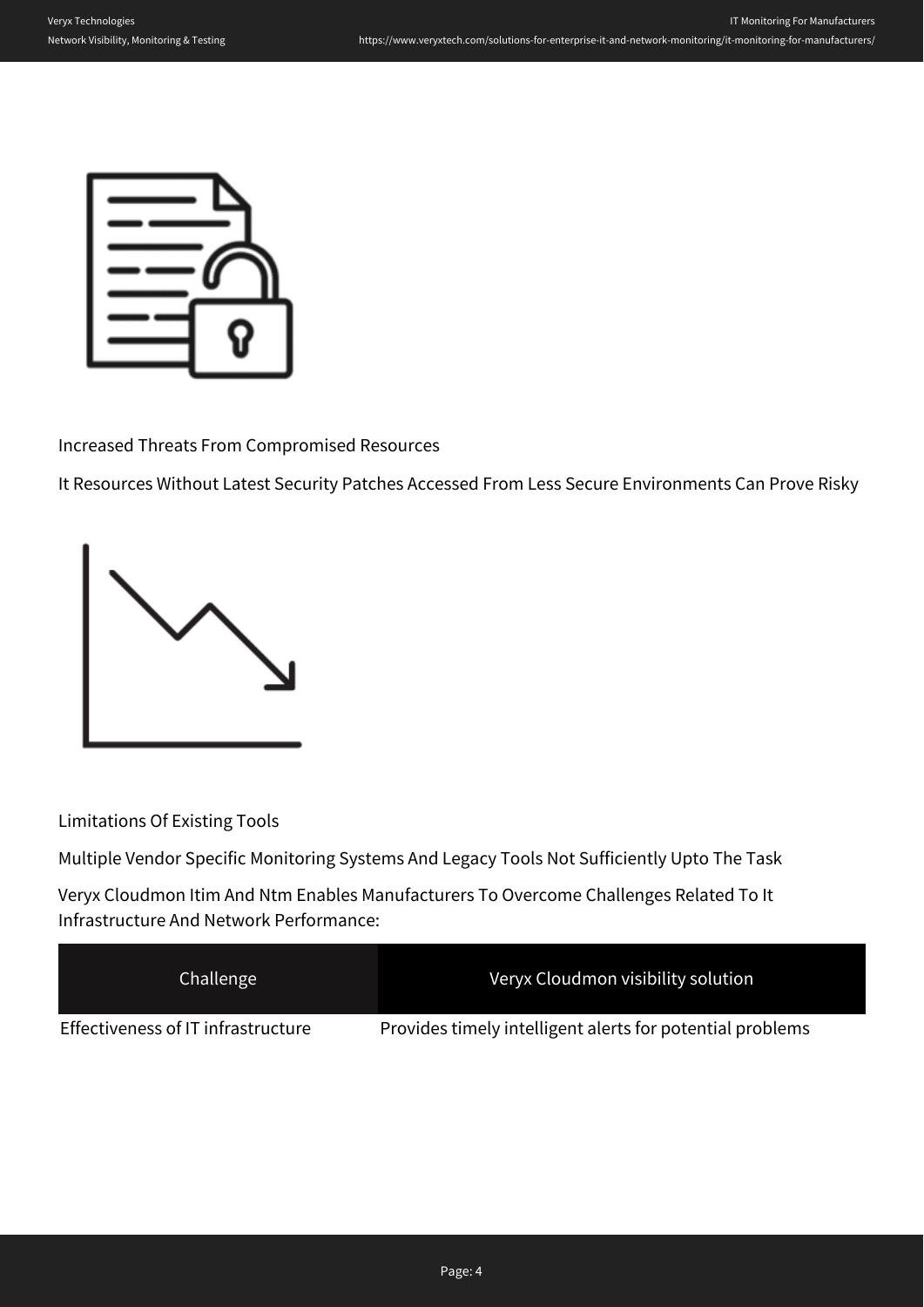Increased Threats From Compromised Resources

It Resources Without Latest Security Patches Accessed From Less Secure Environments Can Prove Risky

Limitations Of Existing Tools

Multiple Vendor Specific Monitoring Systems And Legacy Tools Not Sufficiently Upto The Task

Veryx Cloudmon Itim And Ntm Enables Manufacturers To Overcome Challenges Related To It Infrastructure And Network Performance:

| Challenge | Veryx Cloudmon visibility solution |
| --- | --- |
| Effectiveness of IT infrastructure | Provides timely intelligent alerts for potential problems |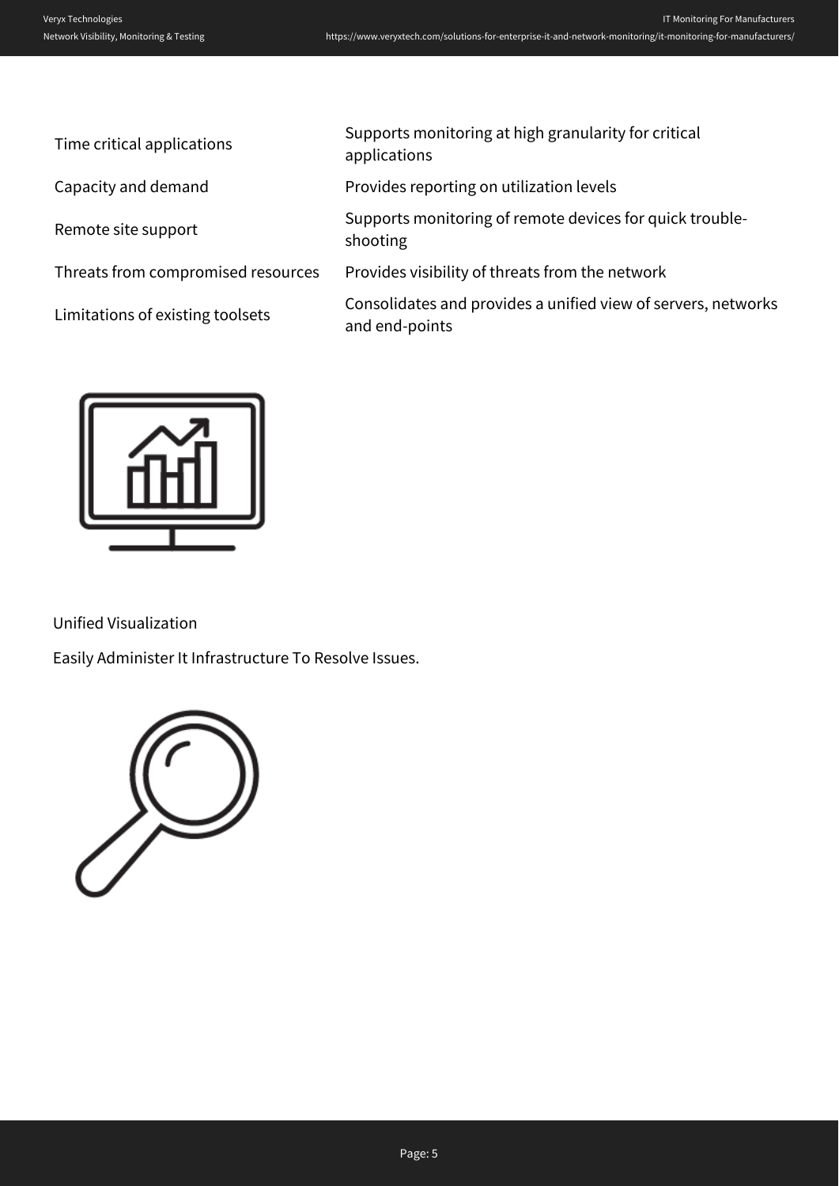| | |
|---|---|
| Time critical applications | Supports monitoring at high granularity for critical applications |
| Capacity and demand | Provides reporting on utilization levels |
| Remote site support | Supports monitoring of remote devices for quick trouble-shooting |
| Threats from compromised resources | Provides visibility of threats from the network |
| Limitations of existing toolsets | Consolidates and provides a unified view of servers, networks and end-points |

Unified Visualization

Easily Administer It Infrastructure To Resolve Issues.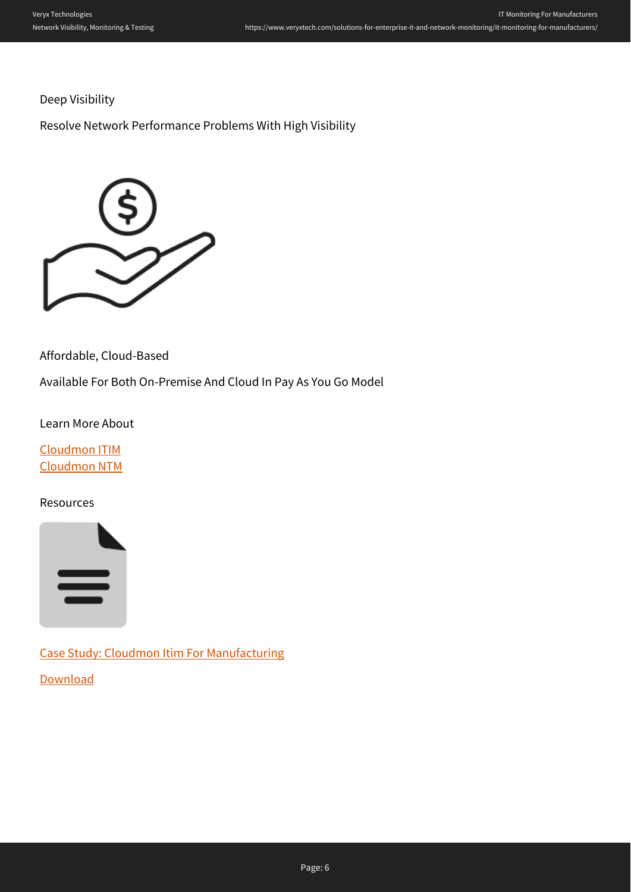Deep Visibility

Resolve Network Performance Problems With High Visibility

Affordable, Cloud-Based

Available For Both On-Premise And Cloud In Pay As You Go Model

Learn More About

Cloudmon ITIM
Cloudmon NTM

Resources

Case Study: Cloudmon Itim For Manufacturing

Download